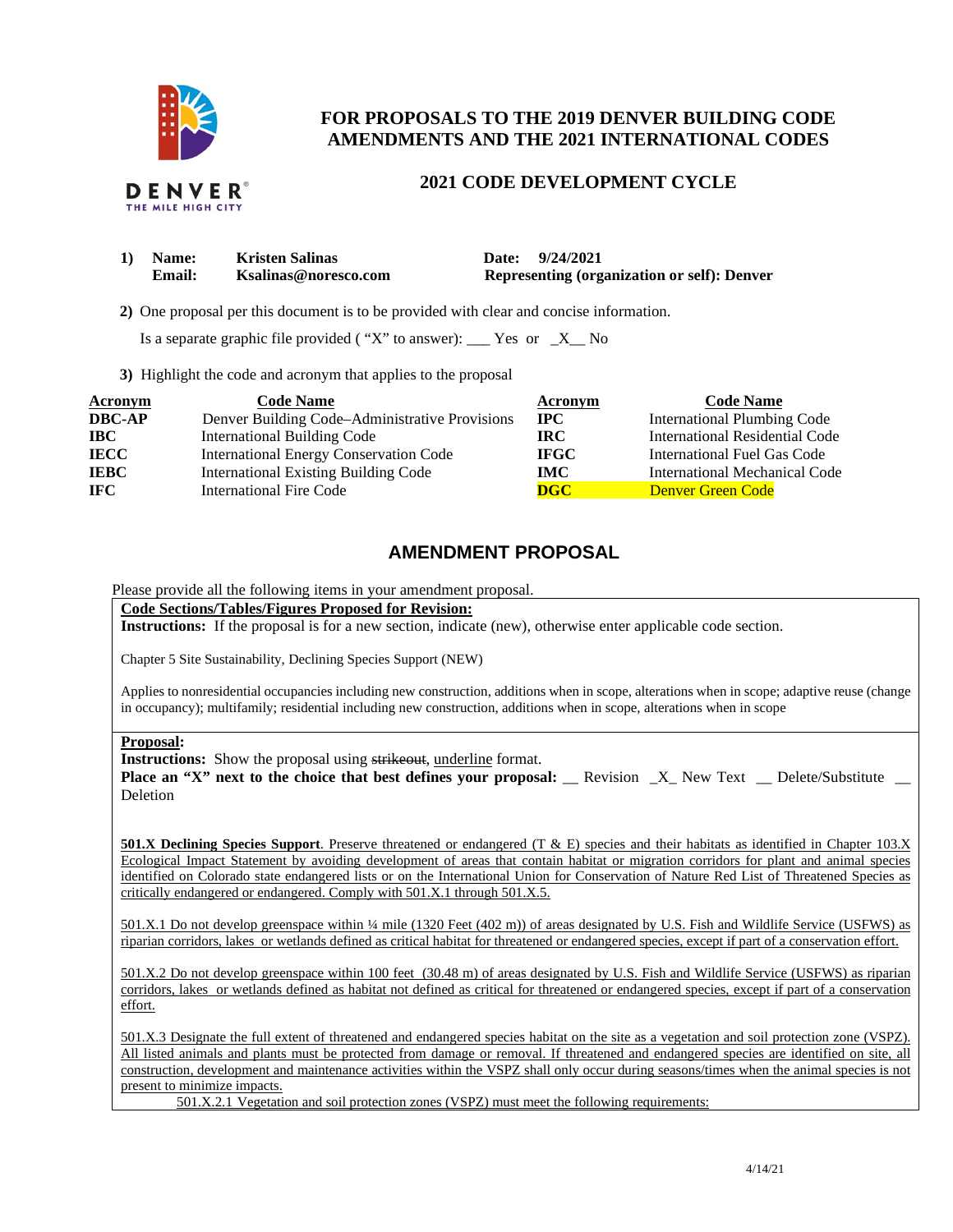# FOR PROPOSALS TO THE 2019 DENVER BUILDING CODE AMENDMENTS AND THE 2021 INTERNATIONAL CODES

## 2021 CODE DEVELOPMENT CYCLE

**1) Name:** **Kristen Salinas** **Date: 9/24/2021**
**Email:** **Ksalinas@noresco.com** **Representing (organization or self): Denver**

**2)** One proposal per this document is to be provided with clear and concise information.

Is a separate graphic file provided ( "X" to answer): ___ Yes or _X__ No

**3)** Highlight the code and acronym that applies to the proposal

| Acronym | Code Name | Acronym | Code Name |
|---|---|---|---|
| **DBC-AP** | Denver Building Code–Administrative Provisions | **IPC** | International Plumbing Code |
| **IBC** | International Building Code | **IRC** | International Residential Code |
| **IECC** | International Energy Conservation Code | **IFGC** | International Fuel Gas Code |
| **IEBC** | International Existing Building Code | **IMC** | International Mechanical Code |
| **IFC** | International Fire Code | **DGC** | Denver Green Code |

## AMENDMENT PROPOSAL

Please provide all the following items in your amendment proposal.

**Code Sections/Tables/Figures Proposed for Revision:**
**Instructions:** If the proposal is for a new section, indicate (new), otherwise enter applicable code section.

Chapter 5 Site Sustainability, Declining Species Support (NEW)

Applies to nonresidential occupancies including new construction, additions when in scope, alterations when in scope; adaptive reuse (change in occupancy); multifamily; residential including new construction, additions when in scope, alterations when in scope

**Proposal:**
**Instructions:** Show the proposal using ~~strikeout~~, underline format.
**Place an "X" next to the choice that best defines your proposal:** __ Revision _X_ New Text __ Delete/Substitute __ Deletion

**501.X Declining Species Support**. Preserve threatened or endangered (T & E) species and their habitats as identified in Chapter 103.X Ecological Impact Statement by avoiding development of areas that contain habitat or migration corridors for plant and animal species identified on Colorado state endangered lists or on the International Union for Conservation of Nature Red List of Threatened Species as critically endangered or endangered. Comply with 501.X.1 through 501.X.5.

501.X.1 Do not develop greenspace within ¼ mile (1320 Feet (402 m)) of areas designated by U.S. Fish and Wildlife Service (USFWS) as riparian corridors, lakes or wetlands defined as critical habitat for threatened or endangered species, except if part of a conservation effort.

501.X.2 Do not develop greenspace within 100 feet (30.48 m) of areas designated by U.S. Fish and Wildlife Service (USFWS) as riparian corridors, lakes or wetlands defined as habitat not defined as critical for threatened or endangered species, except if part of a conservation effort.

501.X.3 Designate the full extent of threatened and endangered species habitat on the site as a vegetation and soil protection zone (VSPZ). All listed animals and plants must be protected from damage or removal. If threatened and endangered species are identified on site, all construction, development and maintenance activities within the VSPZ shall only occur during seasons/times when the animal species is not present to minimize impacts.

501.X.2.1 Vegetation and soil protection zones (VSPZ) must meet the following requirements: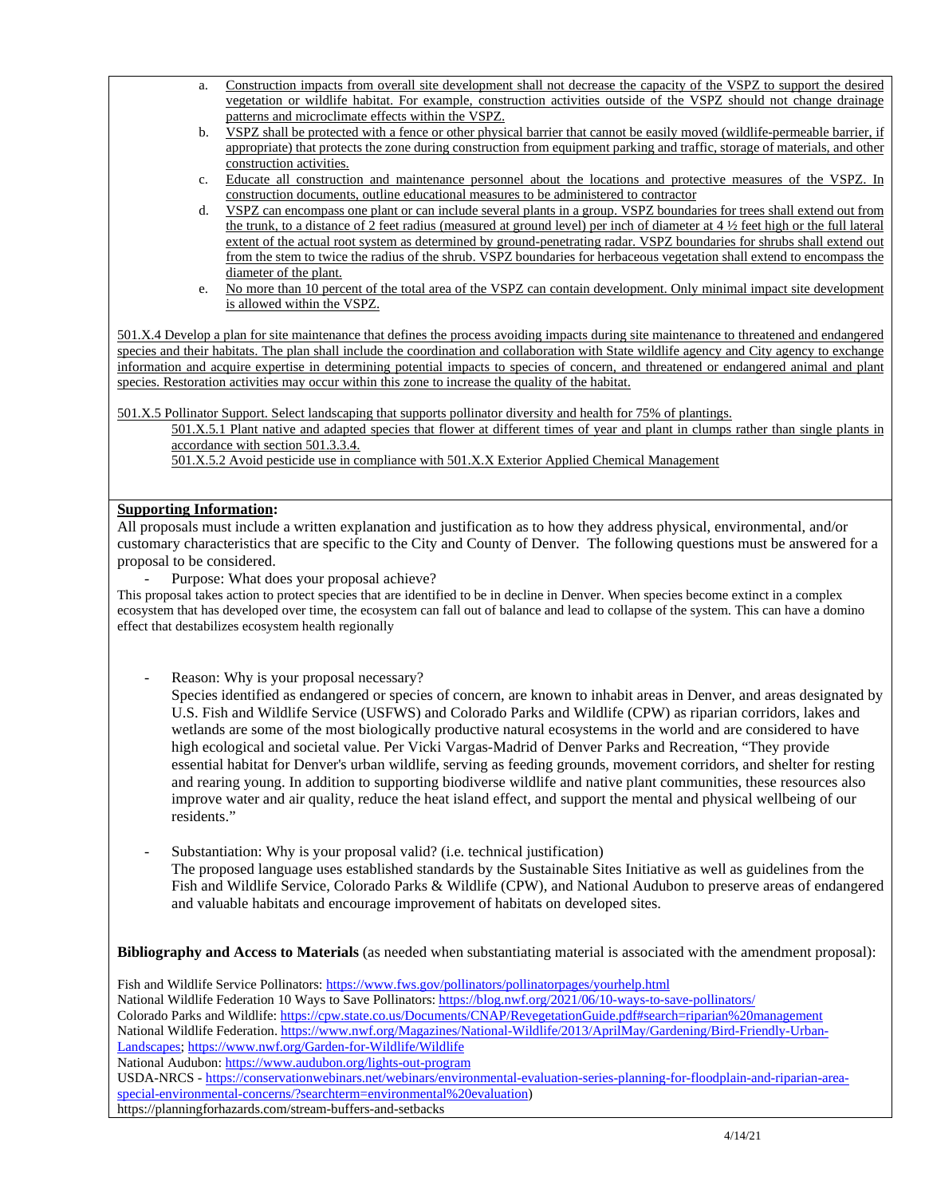a. Construction impacts from overall site development shall not decrease the capacity of the VSPZ to support the desired vegetation or wildlife habitat. For example, construction activities outside of the VSPZ should not change drainage patterns and microclimate effects within the VSPZ.

b. VSPZ shall be protected with a fence or other physical barrier that cannot be easily moved (wildlife-permeable barrier, if appropriate) that protects the zone during construction from equipment parking and traffic, storage of materials, and other construction activities.

c. Educate all construction and maintenance personnel about the locations and protective measures of the VSPZ. In construction documents, outline educational measures to be administered to contractor

d. VSPZ can encompass one plant or can include several plants in a group. VSPZ boundaries for trees shall extend out from the trunk, to a distance of 2 feet radius (measured at ground level) per inch of diameter at 4 ½ feet high or the full lateral extent of the actual root system as determined by ground-penetrating radar. VSPZ boundaries for shrubs shall extend out from the stem to twice the radius of the shrub. VSPZ boundaries for herbaceous vegetation shall extend to encompass the diameter of the plant.

e. No more than 10 percent of the total area of the VSPZ can contain development. Only minimal impact site development is allowed within the VSPZ.

501.X.4 Develop a plan for site maintenance that defines the process avoiding impacts during site maintenance to threatened and endangered species and their habitats. The plan shall include the coordination and collaboration with State wildlife agency and City agency to exchange information and acquire expertise in determining potential impacts to species of concern, and threatened or endangered animal and plant species. Restoration activities may occur within this zone to increase the quality of the habitat.

501.X.5 Pollinator Support. Select landscaping that supports pollinator diversity and health for 75% of plantings.

501.X.5.1 Plant native and adapted species that flower at different times of year and plant in clumps rather than single plants in accordance with section 501.3.3.4.

501.X.5.2 Avoid pesticide use in compliance with 501.X.X Exterior Applied Chemical Management

**Supporting Information:**

All proposals must include a written explanation and justification as to how they address physical, environmental, and/or customary characteristics that are specific to the City and County of Denver. The following questions must be answered for a proposal to be considered.

- Purpose: What does your proposal achieve?

This proposal takes action to protect species that are identified to be in decline in Denver. When species become extinct in a complex ecosystem that has developed over time, the ecosystem can fall out of balance and lead to collapse of the system. This can have a domino effect that destabilizes ecosystem health regionally

- Reason: Why is your proposal necessary?

  Species identified as endangered or species of concern, are known to inhabit areas in Denver, and areas designated by U.S. Fish and Wildlife Service (USFWS) and Colorado Parks and Wildlife (CPW) as riparian corridors, lakes and wetlands are some of the most biologically productive natural ecosystems in the world and are considered to have high ecological and societal value. Per Vicki Vargas-Madrid of Denver Parks and Recreation, "They provide essential habitat for Denver's urban wildlife, serving as feeding grounds, movement corridors, and shelter for resting and rearing young. In addition to supporting biodiverse wildlife and native plant communities, these resources also improve water and air quality, reduce the heat island effect, and support the mental and physical wellbeing of our residents."

- Substantiation: Why is your proposal valid? (i.e. technical justification)

  The proposed language uses established standards by the Sustainable Sites Initiative as well as guidelines from the Fish and Wildlife Service, Colorado Parks & Wildlife (CPW), and National Audubon to preserve areas of endangered and valuable habitats and encourage improvement of habitats on developed sites.

**Bibliography and Access to Materials** (as needed when substantiating material is associated with the amendment proposal):

Fish and Wildlife Service Pollinators: https://www.fws.gov/pollinators/pollinatorpages/yourhelp.html
National Wildlife Federation 10 Ways to Save Pollinators: https://blog.nwf.org/2021/06/10-ways-to-save-pollinators/
Colorado Parks and Wildlife: https://cpw.state.co.us/Documents/CNAP/RevegetationGuide.pdf#search=riparian%20management
National Wildlife Federation. https://www.nwf.org/Magazines/National-Wildlife/2013/AprilMay/Gardening/Bird-Friendly-Urban-Landscapes; https://www.nwf.org/Garden-for-Wildlife/Wildlife
National Audubon: https://www.audubon.org/lights-out-program
USDA-NRCS - https://conservationwebinars.net/webinars/environmental-evaluation-series-planning-for-floodplain-and-riparian-area-special-environmental-concerns/?searchterm=environmental%20evaluation)
https://planningforhazards.com/stream-buffers-and-setbacks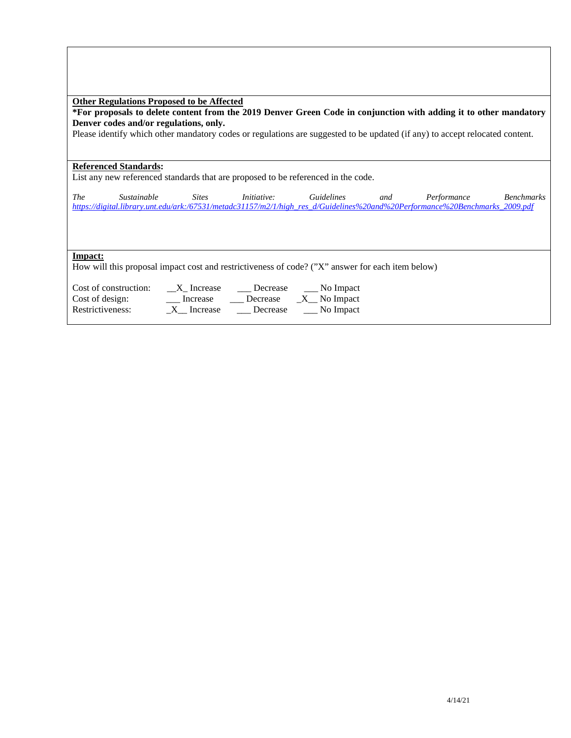**Other Regulations Proposed to be Affected**

**\*For proposals to delete content from the 2019 Denver Green Code in conjunction with adding it to other mandatory Denver codes and/or regulations, only.**

Please identify which other mandatory codes or regulations are suggested to be updated (if any) to accept relocated content.

**Referenced Standards:**

List any new referenced standards that are proposed to be referenced in the code.

*The Sustainable Sites Initiative: Guidelines and Performance Benchmarks* *https://digital.library.unt.edu/ark:/67531/metadc31157/m2/1/high_res_d/Guidelines%20and%20Performance%20Benchmarks_2009.pdf*

**Impact:**

How will this proposal impact cost and restrictiveness of code? ("X" answer for each item below)

| | | | |
|---|---|---|---|
| Cost of construction: | __X_ Increase | ___ Decrease | ___ No Impact |
| Cost of design: | ___ Increase | ___ Decrease | _X__ No Impact |
| Restrictiveness: | _X__ Increase | ___ Decrease | ___ No Impact |

4/14/21